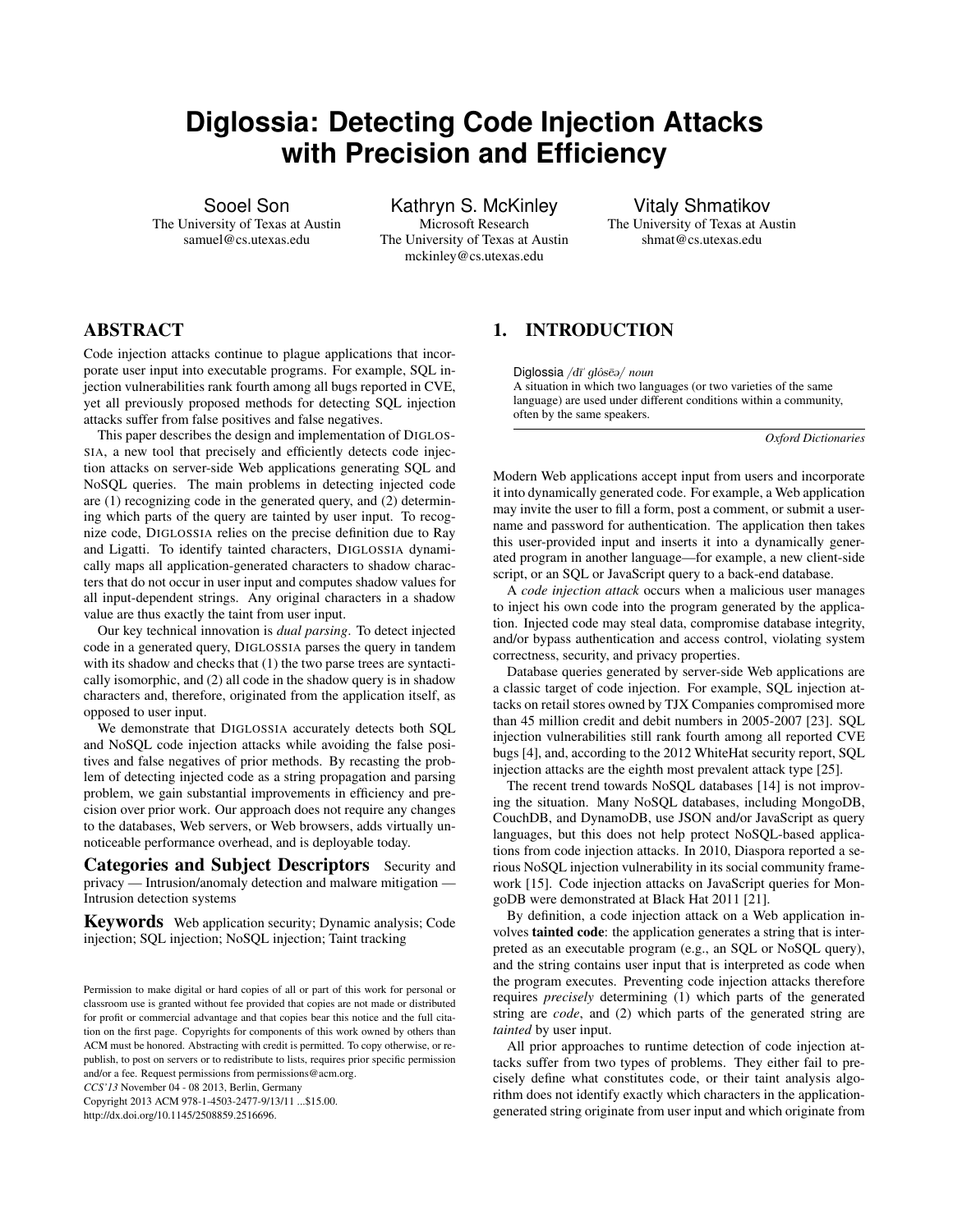# Diglossia: Detecting Code Injection Attacks with Precision and Efficiency

Sooel Son
The University of Texas at Austin
samuel@cs.utexas.edu

Kathryn S. McKinley
Microsoft Research
The University of Texas at Austin
mckinley@cs.utexas.edu

Vitaly Shmatikov
The University of Texas at Austin
shmat@cs.utexas.edu

## ABSTRACT

Code injection attacks continue to plague applications that incorporate user input into executable programs. For example, SQL injection vulnerabilities rank fourth among all bugs reported in CVE, yet all previously proposed methods for detecting SQL injection attacks suffer from false positives and false negatives.

This paper describes the design and implementation of DIGLOSSIA, a new tool that precisely and efficiently detects code injection attacks on server-side Web applications generating SQL and NoSQL queries. The main problems in detecting injected code are (1) recognizing code in the generated query, and (2) determining which parts of the query are tainted by user input. To recognize code, DIGLOSSIA relies on the precise definition due to Ray and Ligatti. To identify tainted characters, DIGLOSSIA dynamically maps all application-generated characters to shadow characters that do not occur in user input and computes shadow values for all input-dependent strings. Any original characters in a shadow value are thus exactly the taint from user input.

Our key technical innovation is *dual parsing*. To detect injected code in a generated query, DIGLOSSIA parses the query in tandem with its shadow and checks that (1) the two parse trees are syntactically isomorphic, and (2) all code in the shadow query is in shadow characters and, therefore, originated from the application itself, as opposed to user input.

We demonstrate that DIGLOSSIA accurately detects both SQL and NoSQL code injection attacks while avoiding the false positives and false negatives of prior methods. By recasting the problem of detecting injected code as a string propagation and parsing problem, we gain substantial improvements in efficiency and precision over prior work. Our approach does not require any changes to the databases, Web servers, or Web browsers, adds virtually unnoticeable performance overhead, and is deployable today.

**Categories and Subject Descriptors** Security and privacy — Intrusion/anomaly detection and malware mitigation — Intrusion detection systems

**Keywords** Web application security; Dynamic analysis; Code injection; SQL injection; NoSQL injection; Taint tracking

Permission to make digital or hard copies of all or part of this work for personal or classroom use is granted without fee provided that copies are not made or distributed for profit or commercial advantage and that copies bear this notice and the full citation on the first page. Copyrights for components of this work owned by others than ACM must be honored. Abstracting with credit is permitted. To copy otherwise, or republish, to post on servers or to redistribute to lists, requires prior specific permission and/or a fee. Request permissions from permissions@acm.org.
*CCS'13* November 04 - 08 2013, Berlin, Germany
Copyright 2013 ACM 978-1-4503-2477-9/13/11 ...$15.00.
http://dx.doi.org/10.1145/2508859.2516696.

## 1. INTRODUCTION

Diglossia /dī glôsēə/ *noun*
A situation in which two languages (or two varieties of the same language) are used under different conditions within a community, often by the same speakers.

*Oxford Dictionaries*

Modern Web applications accept input from users and incorporate it into dynamically generated code. For example, a Web application may invite the user to fill a form, post a comment, or submit a username and password for authentication. The application then takes this user-provided input and inserts it into a dynamically generated program in another language—for example, a new client-side script, or an SQL or JavaScript query to a back-end database.

A *code injection attack* occurs when a malicious user manages to inject his own code into the program generated by the application. Injected code may steal data, compromise database integrity, and/or bypass authentication and access control, violating system correctness, security, and privacy properties.

Database queries generated by server-side Web applications are a classic target of code injection. For example, SQL injection attacks on retail stores owned by TJX Companies compromised more than 45 million credit and debit numbers in 2005-2007 [23]. SQL injection vulnerabilities still rank fourth among all reported CVE bugs [4], and, according to the 2012 WhiteHat security report, SQL injection attacks are the eighth most prevalent attack type [25].

The recent trend towards NoSQL databases [14] is not improving the situation. Many NoSQL databases, including MongoDB, CouchDB, and DynamoDB, use JSON and/or JavaScript as query languages, but this does not help protect NoSQL-based applications from code injection attacks. In 2010, Diaspora reported a serious NoSQL injection vulnerability in its social community framework [15]. Code injection attacks on JavaScript queries for MongoDB were demonstrated at Black Hat 2011 [21].

By definition, a code injection attack on a Web application involves **tainted code**: the application generates a string that is interpreted as an executable program (e.g., an SQL or NoSQL query), and the string contains user input that is interpreted as code when the program executes. Preventing code injection attacks therefore requires *precisely* determining (1) which parts of the generated string are *code*, and (2) which parts of the generated string are *tainted* by user input.

All prior approaches to runtime detection of code injection attacks suffer from two types of problems. They either fail to precisely define what constitutes code, or their taint analysis algorithm does not identify exactly which characters in the application-generated string originate from user input and which originate from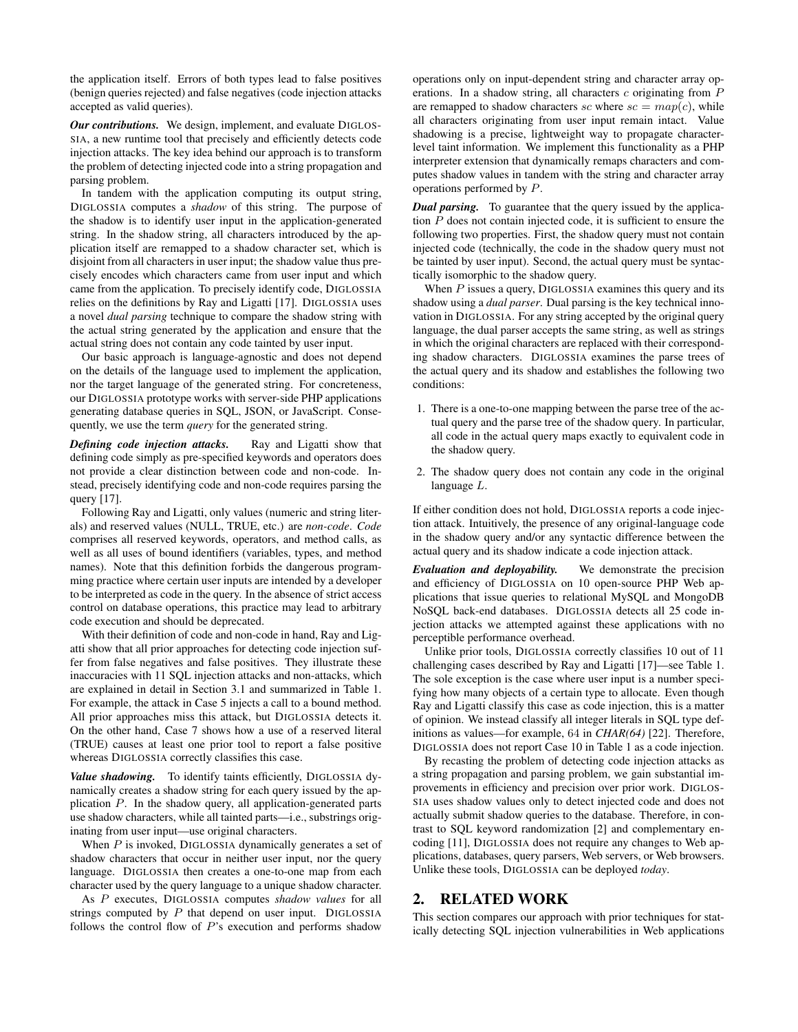the application itself. Errors of both types lead to false positives (benign queries rejected) and false negatives (code injection attacks accepted as valid queries).

***Our contributions.*** We design, implement, and evaluate DIGLOSSIA, a new runtime tool that precisely and efficiently detects code injection attacks. The key idea behind our approach is to transform the problem of detecting injected code into a string propagation and parsing problem.

In tandem with the application computing its output string, DIGLOSSIA computes a *shadow* of this string. The purpose of the shadow is to identify user input in the application-generated string. In the shadow string, all characters introduced by the application itself are remapped to a shadow character set, which is disjoint from all characters in user input; the shadow value thus precisely encodes which characters came from user input and which came from the application. To precisely identify code, DIGLOSSIA relies on the definitions by Ray and Ligatti [17]. DIGLOSSIA uses a novel *dual parsing* technique to compare the shadow string with the actual string generated by the application and ensure that the actual string does not contain any code tainted by user input.

Our basic approach is language-agnostic and does not depend on the details of the language used to implement the application, nor the target language of the generated string. For concreteness, our DIGLOSSIA prototype works with server-side PHP applications generating database queries in SQL, JSON, or JavaScript. Consequently, we use the term *query* for the generated string.

***Defining code injection attacks.*** Ray and Ligatti show that defining code simply as pre-specified keywords and operators does not provide a clear distinction between code and non-code. Instead, precisely identifying code and non-code requires parsing the query [17].

Following Ray and Ligatti, only values (numeric and string literals) and reserved values (NULL, TRUE, etc.) are *non-code*. *Code* comprises all reserved keywords, operators, and method calls, as well as all uses of bound identifiers (variables, types, and method names). Note that this definition forbids the dangerous programming practice where certain user inputs are intended by a developer to be interpreted as code in the query. In the absence of strict access control on database operations, this practice may lead to arbitrary code execution and should be deprecated.

With their definition of code and non-code in hand, Ray and Ligatti show that all prior approaches for detecting code injection suffer from false negatives and false positives. They illustrate these inaccuracies with 11 SQL injection attacks and non-attacks, which are explained in detail in Section 3.1 and summarized in Table 1. For example, the attack in Case 5 injects a call to a bound method. All prior approaches miss this attack, but DIGLOSSIA detects it. On the other hand, Case 7 shows how a use of a reserved literal (TRUE) causes at least one prior tool to report a false positive whereas DIGLOSSIA correctly classifies this case.

***Value shadowing.*** To identify taints efficiently, DIGLOSSIA dynamically creates a shadow string for each query issued by the application $P$. In the shadow query, all application-generated parts use shadow characters, while all tainted parts—i.e., substrings originating from user input—use original characters.

When $P$ is invoked, DIGLOSSIA dynamically generates a set of shadow characters that occur in neither user input, nor the query language. DIGLOSSIA then creates a one-to-one map from each character used by the query language to a unique shadow character.

As $P$ executes, DIGLOSSIA computes *shadow values* for all strings computed by $P$ that depend on user input. DIGLOSSIA follows the control flow of $P$'s execution and performs shadow operations only on input-dependent string and character array operations. In a shadow string, all characters $c$ originating from $P$ are remapped to shadow characters $sc$ where $sc = map(c)$, while all characters originating from user input remain intact. Value shadowing is a precise, lightweight way to propagate character-level taint information. We implement this functionality as a PHP interpreter extension that dynamically remaps characters and computes shadow values in tandem with the string and character array operations performed by $P$.

***Dual parsing.*** To guarantee that the query issued by the application $P$ does not contain injected code, it is sufficient to ensure the following two properties. First, the shadow query must not contain injected code (technically, the code in the shadow query must not be tainted by user input). Second, the actual query must be syntactically isomorphic to the shadow query.

When $P$ issues a query, DIGLOSSIA examines this query and its shadow using a *dual parser*. Dual parsing is the key technical innovation in DIGLOSSIA. For any string accepted by the original query language, the dual parser accepts the same string, as well as strings in which the original characters are replaced with their corresponding shadow characters. DIGLOSSIA examines the parse trees of the actual query and its shadow and establishes the following two conditions:

1. There is a one-to-one mapping between the parse tree of the actual query and the parse tree of the shadow query. In particular, all code in the actual query maps exactly to equivalent code in the shadow query.
2. The shadow query does not contain any code in the original language $L$.

If either condition does not hold, DIGLOSSIA reports a code injection attack. Intuitively, the presence of any original-language code in the shadow query and/or any syntactic difference between the actual query and its shadow indicate a code injection attack.

***Evaluation and deployability.*** We demonstrate the precision and efficiency of DIGLOSSIA on 10 open-source PHP Web applications that issue queries to relational MySQL and MongoDB NoSQL back-end databases. DIGLOSSIA detects all 25 code injection attacks we attempted against these applications with no perceptible performance overhead.

Unlike prior tools, DIGLOSSIA correctly classifies 10 out of 11 challenging cases described by Ray and Ligatti [17]—see Table 1. The sole exception is the case where user input is a number specifying how many objects of a certain type to allocate. Even though Ray and Ligatti classify this case as code injection, this is a matter of opinion. We instead classify all integer literals in SQL type definitions as values—for example, 64 in *CHAR(64)* [22]. Therefore, DIGLOSSIA does not report Case 10 in Table 1 as a code injection.

By recasting the problem of detecting code injection attacks as a string propagation and parsing problem, we gain substantial improvements in efficiency and precision over prior work. DIGLOSSIA uses shadow values only to detect injected code and does not actually submit shadow queries to the database. Therefore, in contrast to SQL keyword randomization [2] and complementary encoding [11], DIGLOSSIA does not require any changes to Web applications, databases, query parsers, Web servers, or Web browsers. Unlike these tools, DIGLOSSIA can be deployed *today*.

## 2. RELATED WORK

This section compares our approach with prior techniques for statically detecting SQL injection vulnerabilities in Web applications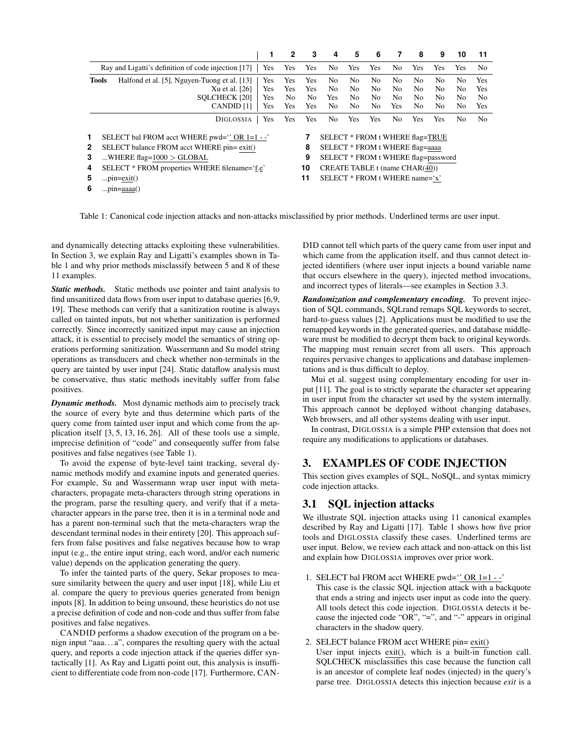| | 1 | 2 | 3 | 4 | 5 | 6 | 7 | 8 | 9 | 10 | 11 |
|---|---|---|---|---|---|---|---|---|---|---|---|
| Ray and Ligatti's definition of code injection [17] | Yes | Yes | Yes | No | Yes | Yes | No | Yes | Yes | Yes | No |
| **Tools** Halfond et al. [5], Nguyen-Tuong et al. [13] | Yes | Yes | Yes | No | No | No | No | No | No | No | Yes |
| Xu et al. [26] | Yes | Yes | Yes | No | No | No | No | No | No | No | Yes |
| SQLCHECK [20] | Yes | No | No | Yes | No | No | No | No | No | No | No |
| CANDID [1] | Yes | Yes | Yes | No | No | No | Yes | No | No | No | Yes |
| DIGLOSSIA | Yes | Yes | Yes | No | Yes | Yes | No | Yes | Yes | No | No |

1. SELECT bal FROM acct WHERE pwd='' OR 1=1 - -'
2. SELECT balance FROM acct WHERE pin= exit()
3. ...WHERE flag=1000 > GLOBAL
4. SELECT * FROM properties WHERE filename='f.e'
5. ...pin=exit()
6. ...pin=aaaa()
7. SELECT * FROM t WHERE flag=TRUE
8. SELECT * FROM t WHERE flag=aaaa
9. SELECT * FROM t WHERE flag=password
10. CREATE TABLE t (name CHAR(40))
11. SELECT * FROM t WHERE name='x'

Table 1: Canonical code injection attacks and non-attacks misclassified by prior methods. Underlined terms are user input.

and dynamically detecting attacks exploiting these vulnerabilities. In Section 3, we explain Ray and Ligatti's examples shown in Table 1 and why prior methods misclassify between 5 and 8 of these 11 examples.

***Static methods.*** Static methods use pointer and taint analysis to find unsanitized data flows from user input to database queries [6,9, 19]. These methods can verify that a sanitization routine is always called on tainted inputs, but not whether sanitization is performed correctly. Since incorrectly sanitized input may cause an injection attack, it is essential to precisely model the semantics of string operations performing sanitization. Wassermann and Su model string operations as transducers and check whether non-terminals in the query are tainted by user input [24]. Static dataflow analysis must be conservative, thus static methods inevitably suffer from false positives.

***Dynamic methods.*** Most dynamic methods aim to precisely track the source of every byte and thus determine which parts of the query come from tainted user input and which come from the application itself [3, 5, 13, 16, 26]. All of these tools use a simple, imprecise definition of "code" and consequently suffer from false positives and false negatives (see Table 1).

To avoid the expense of byte-level taint tracking, several dynamic methods modify and examine inputs and generated queries. For example, Su and Wassermann wrap user input with meta-characters, propagate meta-characters through string operations in the program, parse the resulting query, and verify that if a meta-character appears in the parse tree, then it is in a terminal node and has a parent non-terminal such that the meta-characters wrap the descendant terminal nodes in their entirety [20]. This approach suffers from false positives and false negatives because how to wrap input (e.g., the entire input string, each word, and/or each numeric value) depends on the application generating the query.

To infer the tainted parts of the query, Sekar proposes to measure similarity between the query and user input [18], while Liu et al. compare the query to previous queries generated from benign inputs [8]. In addition to being unsound, these heuristics do not use a precise definition of code and non-code and thus suffer from false positives and false negatives.

CANDID performs a shadow execution of the program on a benign input "aaa…a", compares the resulting query with the actual query, and reports a code injection attack if the queries differ syntactically [1]. As Ray and Ligatti point out, this analysis is insufficient to differentiate code from non-code [17]. Furthermore, CANDID cannot tell which parts of the query came from user input and which came from the application itself, and thus cannot detect injected identifiers (where user input injects a bound variable name that occurs elsewhere in the query), injected method invocations, and incorrect types of literals—see examples in Section 3.3.

***Randomization and complementary encoding.*** To prevent injection of SQL commands, SQLrand remaps SQL keywords to secret, hard-to-guess values [2]. Applications must be modified to use the remapped keywords in the generated queries, and database middleware must be modified to decrypt them back to original keywords. The mapping must remain secret from all users. This approach requires pervasive changes to applications and database implementations and is thus difficult to deploy.

Mui et al. suggest using complementary encoding for user input [11]. The goal is to strictly separate the character set appearing in user input from the character set used by the system internally. This approach cannot be deployed without changing databases, Web browsers, and all other systems dealing with user input.

In contrast, DIGLOSSIA is a simple PHP extension that does not require any modifications to applications or databases.

# 3. EXAMPLES OF CODE INJECTION

This section gives examples of SQL, NoSQL, and syntax mimicry code injection attacks.

## 3.1 SQL injection attacks

We illustrate SQL injection attacks using 11 canonical examples described by Ray and Ligatti [17]. Table 1 shows how five prior tools and DIGLOSSIA classify these cases. Underlined terms are user input. Below, we review each attack and non-attack on this list and explain how DIGLOSSIA improves over prior work.

1. SELECT bal FROM acct WHERE pwd='' OR 1=1 - -'
   This case is the classic SQL injection attack with a backquote that ends a string and injects user input as code into the query. All tools detect this code injection. DIGLOSSIA detects it because the injected code "OR", "=", and "-" appears in original characters in the shadow query.
2. SELECT balance FROM acct WHERE pin= exit()
   User input injects exit(), which is a built-in function call. SQLCHECK misclassifies this case because the function call is an ancestor of complete leaf nodes (injected) in the query's parse tree. DIGLOSSIA detects this injection because *exit* is a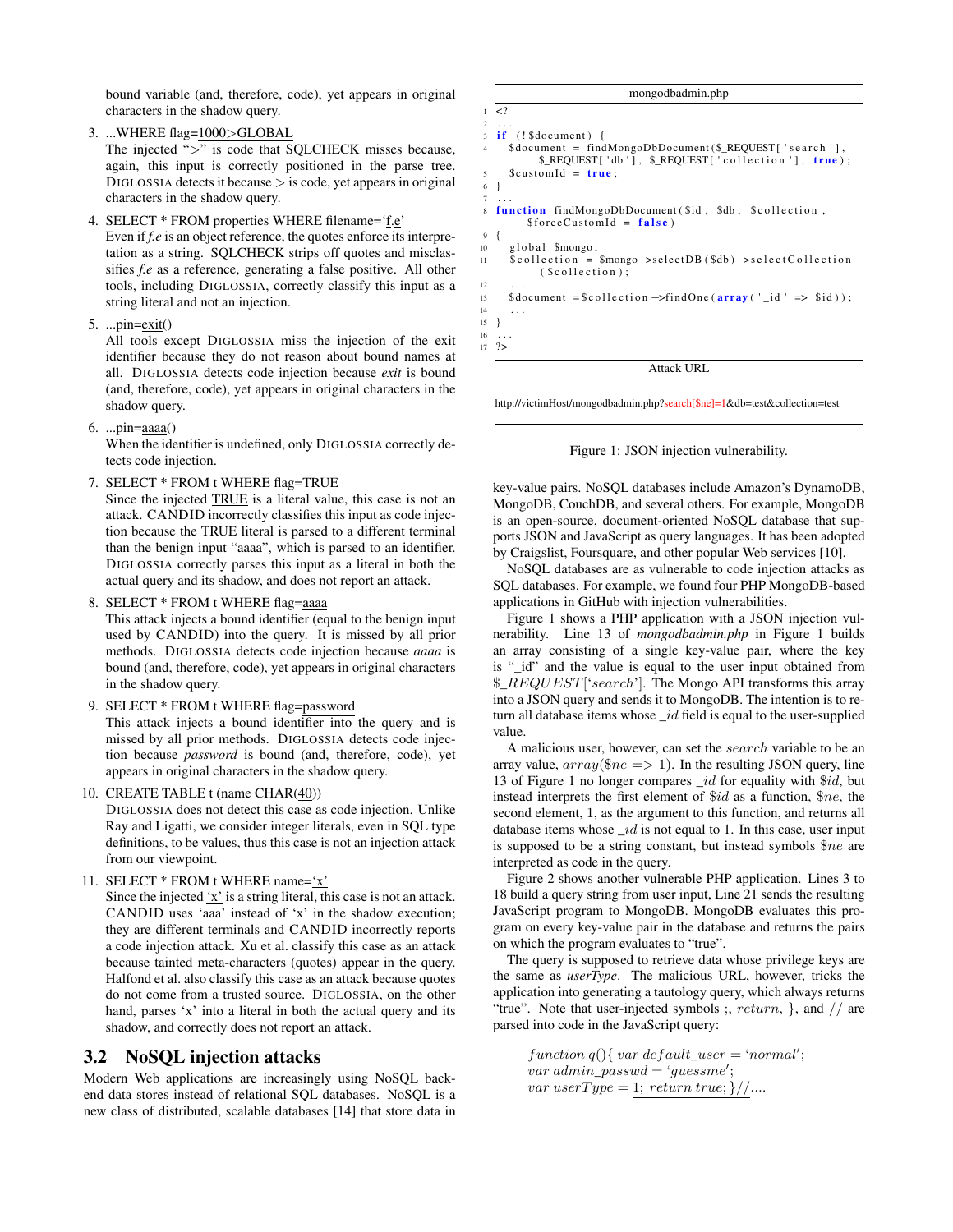bound variable (and, therefore, code), yet appears in original characters in the shadow query.

3. ...WHERE flag=1000>GLOBAL
   The injected ">" is code that SQLCHECK misses because, again, this input is correctly positioned in the parse tree. DIGLOSSIA detects it because > is code, yet appears in original characters in the shadow query.

4. SELECT * FROM properties WHERE filename='f.e'
   Even if *f.e* is an object reference, the quotes enforce its interpretation as a string. SQLCHECK strips off quotes and misclassifies *f.e* as a reference, generating a false positive. All other tools, including DIGLOSSIA, correctly classify this input as a string literal and not an injection.

5. ...pin=exit()
   All tools except DIGLOSSIA miss the injection of the exit identifier because they do not reason about bound names at all. DIGLOSSIA detects code injection because *exit* is bound (and, therefore, code), yet appears in original characters in the shadow query.

6. ...pin=aaaa()
   When the identifier is undefined, only DIGLOSSIA correctly detects code injection.

7. SELECT * FROM t WHERE flag=TRUE
   Since the injected TRUE is a literal value, this case is not an attack. CANDID incorrectly classifies this input as code injection because the TRUE literal is parsed to a different terminal than the benign input "aaaa", which is parsed to an identifier. DIGLOSSIA correctly parses this input as a literal in both the actual query and its shadow, and does not report an attack.

8. SELECT * FROM t WHERE flag=aaaa
   This attack injects a bound identifier (equal to the benign input used by CANDID) into the query. It is missed by all prior methods. DIGLOSSIA detects code injection because *aaaa* is bound (and, therefore, code), yet appears in original characters in the shadow query.

9. SELECT * FROM t WHERE flag=password
   This attack injects a bound identifier into the query and is missed by all prior methods. DIGLOSSIA detects code injection because *password* is bound (and, therefore, code), yet appears in original characters in the shadow query.

10. CREATE TABLE t (name CHAR(40))
    DIGLOSSIA does not detect this case as code injection. Unlike Ray and Ligatti, we consider integer literals, even in SQL type definitions, to be values, thus this case is not an injection attack from our viewpoint.

11. SELECT * FROM t WHERE name='x'
    Since the injected 'x' is a string literal, this case is not an attack. CANDID uses 'aaa' instead of 'x' in the shadow execution; they are different terminals and CANDID incorrectly reports a code injection attack. Xu et al. classify this case as an attack because tainted meta-characters (quotes) appear in the query. Halfond et al. also classify this case as an attack because quotes do not come from a trusted source. DIGLOSSIA, on the other hand, parses 'x' into a literal in both the actual query and its shadow, and correctly does not report an attack.

## 3.2 NoSQL injection attacks

Modern Web applications are increasingly using NoSQL back-end data stores instead of relational SQL databases. NoSQL is a new class of distributed, scalable databases [14] that store data in key-value pairs. NoSQL databases include Amazon's DynamoDB, MongoDB, CouchDB, and several others. For example, MongoDB is an open-source, document-oriented NoSQL database that supports JSON and JavaScript as query languages. It has been adopted by Craigslist, Foursquare, and other popular Web services [10].

NoSQL databases are as vulnerable to code injection attacks as SQL databases. For example, we found four PHP MongoDB-based applications in GitHub with injection vulnerabilities.

Figure 1 shows a PHP application with a JSON injection vulnerability. Line 13 of *mongodbadmin.php* in Figure 1 builds an array consisting of a single key-value pair, where the key is "_id" and the value is equal to the user input obtained from $\$\_REQUEST[\text{`}search\text{'}]$. The Mongo API transforms this array into a JSON query and sends it to MongoDB. The intention is to return all database items whose $\_id$ field is equal to the user-supplied value.

A malicious user, however, can set the $search$ variable to be an array value, $array(\$ne => 1)$. In the resulting JSON query, line 13 of Figure 1 no longer compares $\_id$ for equality with $\$id$, but instead interprets the first element of $\$id$ as a function, $\$ne$, the second element, 1, as the argument to this function, and returns all database items whose $\_id$ is not equal to 1. In this case, user input is supposed to be a string constant, but instead symbols $\$ne$ are interpreted as code in the query.

mongodbadmin.php

```
1  <?
2  ...
3  if (!$document) {
4    $document = findMongoDbDocument($_REQUEST['search'],
       $_REQUEST['db'], $_REQUEST['collection'], true);
5    $customId = true;
6  }
7  ...
8  function findMongoDbDocument($id, $db, $collection,
       $forceCustomId = false)
9  {
10   global $mongo;
11   $collection = $mongo->selectDB($db)->selectCollection
       ($collection);
12   ...
13   $document =$collection->findOne(array('_id' => $id));
14   ...
15 }
16 ...
17 ?>
```

Attack URL

http://victimHost/mongodbadmin.php?search[$ne]=1&db=test&collection=test

Figure 1: JSON injection vulnerability.

Figure 2 shows another vulnerable PHP application. Lines 3 to 18 build a query string from user input, Line 21 sends the resulting JavaScript program to MongoDB. MongoDB evaluates this program on every key-value pair in the database and returns the pairs on which the program evaluates to "true".

The query is supposed to retrieve data whose privilege keys are the same as *userType*. The malicious URL, however, tricks the application into generating a tautology query, which always returns "true". Note that user-injected symbols ;, $return$, }, and // are parsed into code in the JavaScript query:

$$
\begin{aligned}
&function\ q()\{\ var\ default\_user = \text{`}normal\text{'};\\
&var\ admin\_passwd = \text{`}guessme\text{'};\\
&var\ userType = \underline{1;\ return\ true;\}//....}
\end{aligned}
$$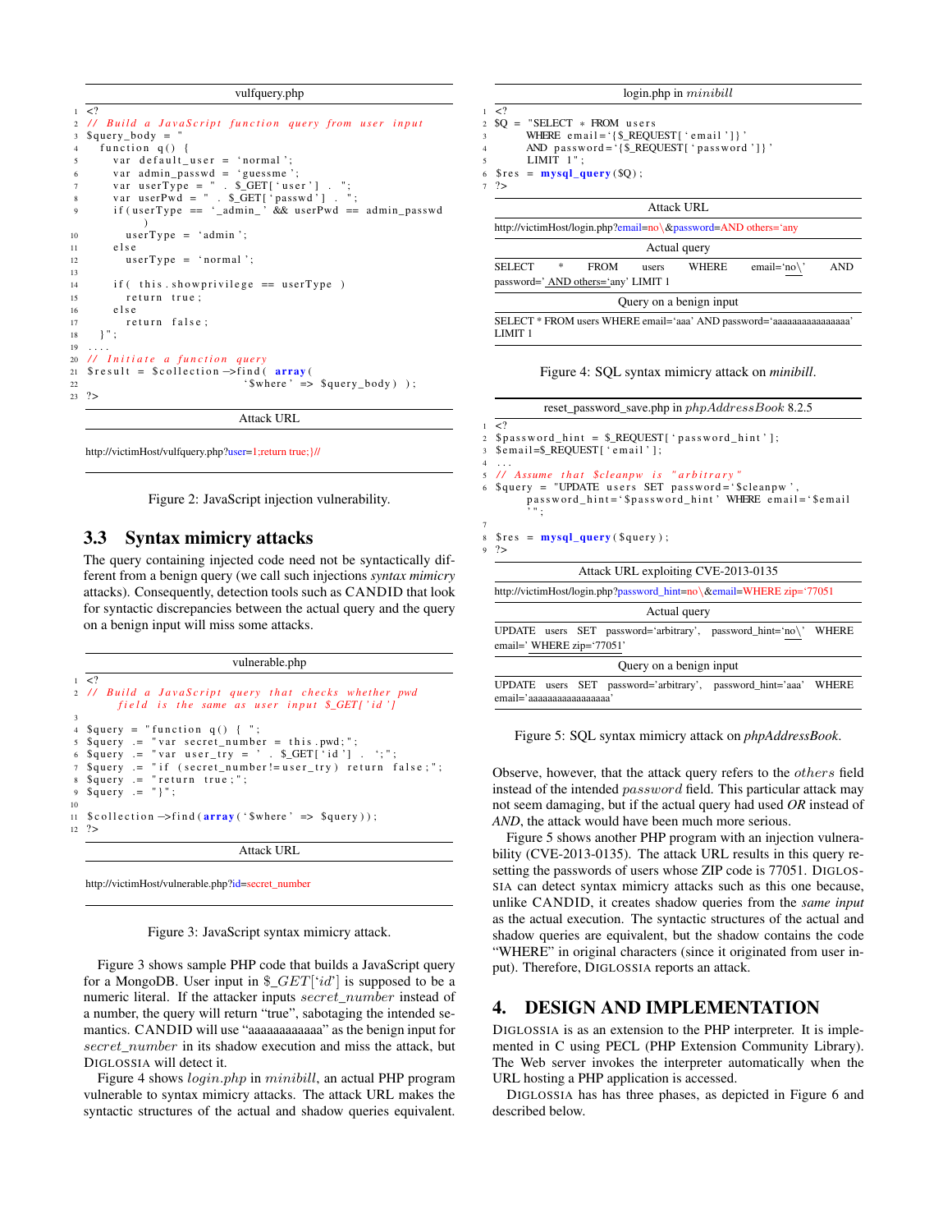vulfquery.php

```
<?
// Build a JavaScript function query from user input
$query_body = "
  function q() {
    var default_user = 'normal';
    var admin_passwd = 'guessme';
    var userType = " . $_GET['user'] . ";
    var userPwd = " . $_GET['passwd'] . ";
    if(userType == '_admin_' && userPwd == admin_passwd
        )
      userType = 'admin';
    else
      userType = 'normal';

    if( this.showprivilege == userType )
      return true;
    else
      return false;
  }";
....
// Initiate a function query
$result = $collection->find( array(
                       '$where' => $query_body) );
?>
```

Attack URL

http://victimHost/vulfquery.php?user=1;return true;}//

Figure 2: JavaScript injection vulnerability.

## 3.3 Syntax mimicry attacks

The query containing injected code need not be syntactically different from a benign query (we call such injections *syntax mimicry* attacks). Consequently, detection tools such as CANDID that look for syntactic discrepancies between the actual query and the query on a benign input will miss some attacks.

vulnerable.php

```
<?
// Build a JavaScript query that checks whether pwd
    field is the same as user input $_GET['id']

$query = "function q() { ";
$query .= "var secret_number = this.pwd;";
$query .= "var user_try = ' . $_GET['id'] . ';";
$query .= "if (secret_number!=user_try) return false;";
$query .= "return true;";
$query .= "}";

$collection->find(array('$where' => $query));
?>
```

Attack URL

http://victimHost/vulnerable.php?id=secret_number

Figure 3: JavaScript syntax mimicry attack.

Figure 3 shows sample PHP code that builds a JavaScript query for a MongoDB. User input in $\$\_GET['id']$ is supposed to be a numeric literal. If the attacker inputs $secret\_number$ instead of a number, the query will return "true", sabotaging the intended semantics. CANDID will use "aaaaaaaaaaaa" as the benign input for $secret\_number$ in its shadow execution and miss the attack, but DIGLOSSIA will detect it.

Figure 4 shows $login.php$ in $minibill$, an actual PHP program vulnerable to syntax mimicry attacks. The attack URL makes the syntactic structures of the actual and shadow queries equivalent.

login.php in $minibill$

```
<?
$Q = "SELECT * FROM users
      WHERE email='{$_REQUEST['email']}'
      AND password='{$_REQUEST['password']}'
      LIMIT 1";
$res = mysql_query($Q);
?>
```

Attack URL

http://victimHost/login.php?email=no\&password=AND others='any

Actual query

SELECT * FROM users WHERE email='no\' AND password=' AND others='any' LIMIT 1

Query on a benign input

SELECT * FROM users WHERE email='aaa' AND password='aaaaaaaaaaaaaaaa' LIMIT 1

Figure 4: SQL syntax mimicry attack on *minibill*.

reset_password_save.php in $phpAddressBook$ 8.2.5

```
<?
$password_hint = $_REQUEST['password_hint'];
$email=$_REQUEST['email'];
...
// Assume that $cleanpw is "arbitrary"
$query = "UPDATE users SET password='$cleanpw',
      password_hint='$password_hint' WHERE email='$email
      '";

$res = mysql_query($query);
?>
```

Attack URL exploiting CVE-2013-0135

http://victimHost/login.php?password_hint=no\&email=WHERE zip='77051

Actual query

UPDATE users SET password='arbitrary', password_hint='no\' WHERE email=' WHERE zip='77051'

Query on a benign input

UPDATE users SET password='arbitrary', password_hint='aaa' WHERE email='aaaaaaaaaaaaaaaa'

Figure 5: SQL syntax mimicry attack on *phpAddressBook*.

Observe, however, that the attack query refers to the $others$ field instead of the intended $password$ field. This particular attack may not seem damaging, but if the actual query had used *OR* instead of *AND*, the attack would have been much more serious.

Figure 5 shows another PHP program with an injection vulnerability (CVE-2013-0135). The attack URL results in this query resetting the passwords of users whose ZIP code is 77051. DIGLOSSIA can detect syntax mimicry attacks such as this one because, unlike CANDID, it creates shadow queries from the *same input* as the actual execution. The syntactic structures of the actual and shadow queries are equivalent, but the shadow contains the code "WHERE" in original characters (since it originated from user input). Therefore, DIGLOSSIA reports an attack.

# 4. DESIGN AND IMPLEMENTATION

DIGLOSSIA is as an extension to the PHP interpreter. It is implemented in C using PECL (PHP Extension Community Library). The Web server invokes the interpreter automatically when the URL hosting a PHP application is accessed.

DIGLOSSIA has has three phases, as depicted in Figure 6 and described below.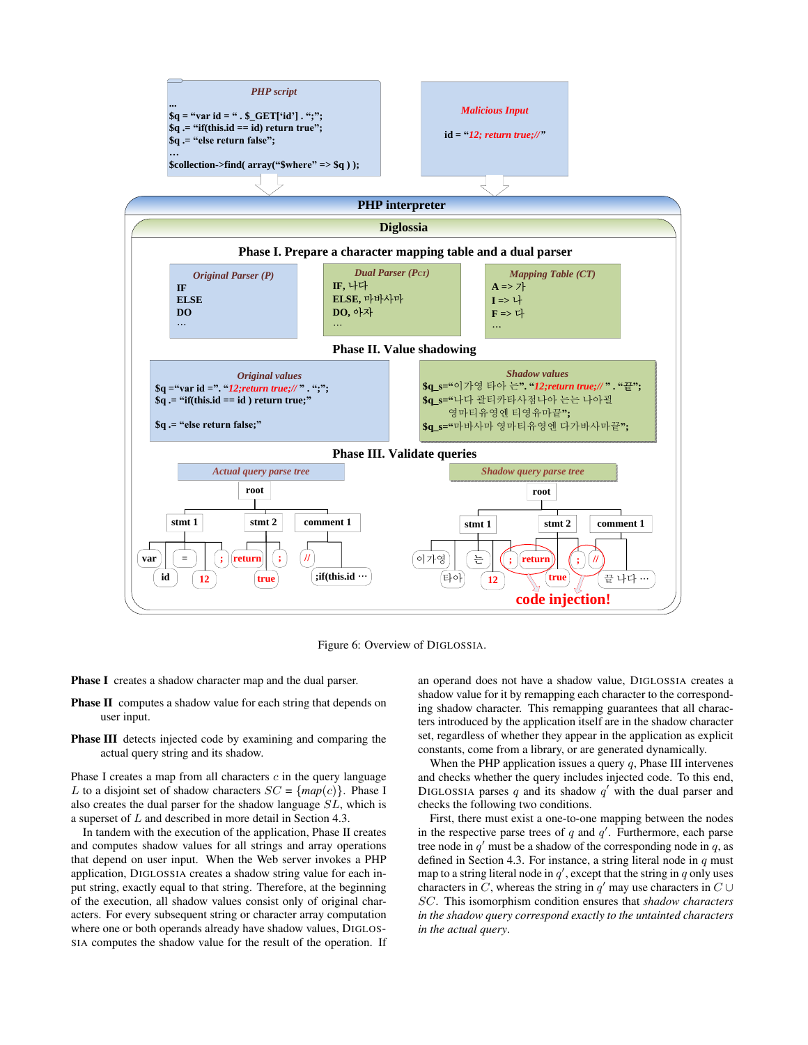PHP script

```
...
$q = "var id = " . $_GET['id'] . ";";
$q .= "if(this.id == id) return true";
$q .= "else return false";
...
$collection->find( array("$where" => $q ) );
```

Malicious Input

id = "12; return true;//"

PHP interpreter

Diglossia

Phase I. Prepare a character mapping table and a dual parser

| Original Parser (P) | Dual Parser (P_CT) | Mapping Table (CT) |
|---|---|---|
| IF | IF, 나다 | A => 가 |
| ELSE | ELSE, 마바사마 | I => 나 |
| DO | DO, 아자 | F => 다 |
| … | … | … |

Phase II. Value shadowing

Original values

```
$q ="var id =". "12;return true;// " . ";";
$q .= "if(this.id == id ) return true;"

$q .= "else return false;"
```

Shadow values

```
$q_s="이가영 타아 는". "12;return true;// " . "끝";
$q_s="나다 괄티카타사점나아 는는 나아필
     영마티유영엔 티영유마끝";
$q_s="마바사마 영마티유영엔 다가바사마끝";
```

Phase III. Validate queries

Actual query parse tree: root → stmt 1 (var, id, =, 12, ;), stmt 2 (return, true, ;), comment 1 (//, ;if(this.id …)

Shadow query parse tree: root → stmt 1 (이가영, 타아, 는, 12, ;), stmt 2 (return, true, ;), comment 1 (//, 끝 나다 …)

code injection!

Figure 6: Overview of DIGLOSSIA.

**Phase I** creates a shadow character map and the dual parser.

**Phase II** computes a shadow value for each string that depends on user input.

**Phase III** detects injected code by examining and comparing the actual query string and its shadow.

Phase I creates a map from all characters $c$ in the query language $L$ to a disjoint set of shadow characters $SC = \{map(c)\}$. Phase I also creates the dual parser for the shadow language $SL$, which is a superset of $L$ and described in more detail in Section 4.3.

In tandem with the execution of the application, Phase II creates and computes shadow values for all strings and array operations that depend on user input. When the Web server invokes a PHP application, DIGLOSSIA creates a shadow string value for each input string, exactly equal to that string. Therefore, at the beginning of the execution, all shadow values consist only of original characters. For every subsequent string or character array computation where one or both operands already have shadow values, DIGLOSSIA computes the shadow value for the result of the operation. If an operand does not have a shadow value, DIGLOSSIA creates a shadow value for it by remapping each character to the corresponding shadow character. This remapping guarantees that all characters introduced by the application itself are in the shadow character set, regardless of whether they appear in the application as explicit constants, come from a library, or are generated dynamically.

When the PHP application issues a query $q$, Phase III intervenes and checks whether the query includes injected code. To this end, DIGLOSSIA parses $q$ and its shadow $q'$ with the dual parser and checks the following two conditions.

First, there must exist a one-to-one mapping between the nodes in the respective parse trees of $q$ and $q'$. Furthermore, each parse tree node in $q'$ must be a shadow of the corresponding node in $q$, as defined in Section 4.3. For instance, a string literal node in $q$ must map to a string literal node in $q'$, except that the string in $q$ only uses characters in $C$, whereas the string in $q'$ may use characters in $C \cup SC$. This isomorphism condition ensures that *shadow characters in the shadow query correspond exactly to the untainted characters in the actual query*.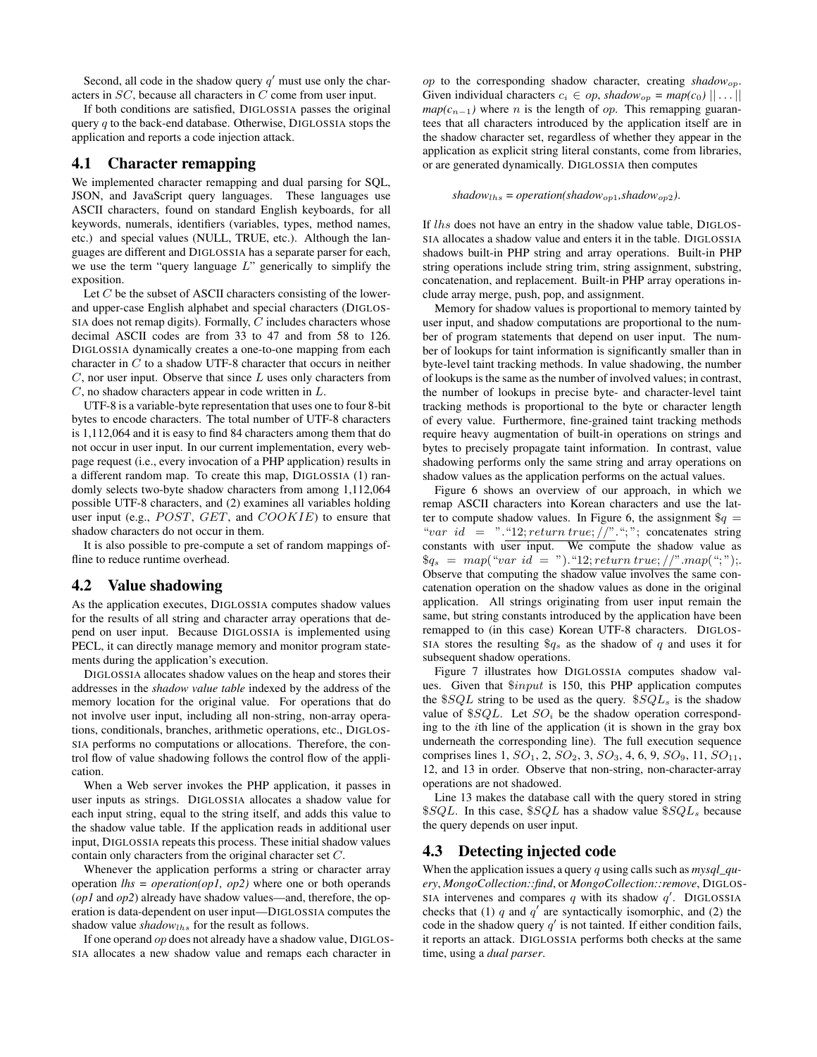Second, all code in the shadow query $q'$ must use only the characters in $SC$, because all characters in $C$ come from user input.

If both conditions are satisfied, DIGLOSSIA passes the original query $q$ to the back-end database. Otherwise, DIGLOSSIA stops the application and reports a code injection attack.

## 4.1 Character remapping

We implemented character remapping and dual parsing for SQL, JSON, and JavaScript query languages. These languages use ASCII characters, found on standard English keyboards, for all keywords, numerals, identifiers (variables, types, method names, etc.) and special values (NULL, TRUE, etc.). Although the languages are different and DIGLOSSIA has a separate parser for each, we use the term "query language $L$" generically to simplify the exposition.

Let $C$ be the subset of ASCII characters consisting of the lower- and upper-case English alphabet and special characters (DIGLOSSIA does not remap digits). Formally, $C$ includes characters whose decimal ASCII codes are from 33 to 47 and from 58 to 126. DIGLOSSIA dynamically creates a one-to-one mapping from each character in $C$ to a shadow UTF-8 character that occurs in neither $C$, nor user input. Observe that since $L$ uses only characters from $C$, no shadow characters appear in code written in $L$.

UTF-8 is a variable-byte representation that uses one to four 8-bit bytes to encode characters. The total number of UTF-8 characters is 1,112,064 and it is easy to find 84 characters among them that do not occur in user input. In our current implementation, every webpage request (i.e., every invocation of a PHP application) results in a different random map. To create this map, DIGLOSSIA (1) randomly selects two-byte shadow characters from among 1,112,064 possible UTF-8 characters, and (2) examines all variables holding user input (e.g., $POST$, $GET$, and $COOKIE$) to ensure that shadow characters do not occur in them.

It is also possible to pre-compute a set of random mappings offline to reduce runtime overhead.

## 4.2 Value shadowing

As the application executes, DIGLOSSIA computes shadow values for the results of all string and character array operations that depend on user input. Because DIGLOSSIA is implemented using PECL, it can directly manage memory and monitor program statements during the application's execution.

DIGLOSSIA allocates shadow values on the heap and stores their addresses in the *shadow value table* indexed by the address of the memory location for the original value. For operations that do not involve user input, including all non-string, non-array operations, conditionals, branches, arithmetic operations, etc., DIGLOSSIA performs no computations or allocations. Therefore, the control flow of value shadowing follows the control flow of the application.

When a Web server invokes the PHP application, it passes in user inputs as strings. DIGLOSSIA allocates a shadow value for each input string, equal to the string itself, and adds this value to the shadow value table. If the application reads in additional user input, DIGLOSSIA repeats this process. These initial shadow values contain only characters from the original character set $C$.

Whenever the application performs a string or character array operation *lhs = operation(op1, op2)* where one or both operands (*op1* and *op2*) already have shadow values—and, therefore, the operation is data-dependent on user input—DIGLOSSIA computes the shadow value $shadow_{lhs}$ for the result as follows.

If one operand *op* does not already have a shadow value, DIGLOSSIA allocates a new shadow value and remaps each character in *op* to the corresponding shadow character, creating $shadow_{op}$. Given individual characters $c_i \in op$, $shadow_{op} = map(c_0) \,||\, \ldots \,||\, map(c_{n-1})$ where $n$ is the length of *op*. This remapping guarantees that all characters introduced by the application itself are in the shadow character set, regardless of whether they appear in the application as explicit string literal constants, come from libraries, or are generated dynamically. DIGLOSSIA then computes

$$shadow_{lhs} = operation(shadow_{op1}, shadow_{op2}).$$

If $lhs$ does not have an entry in the shadow value table, DIGLOSSIA allocates a shadow value and enters it in the table. DIGLOSSIA shadows built-in PHP string and array operations. Built-in PHP string operations include string trim, string assignment, substring, concatenation, and replacement. Built-in PHP array operations include array merge, push, pop, and assignment.

Memory for shadow values is proportional to memory tainted by user input, and shadow computations are proportional to the number of program statements that depend on user input. The number of lookups for taint information is significantly smaller than in byte-level taint tracking methods. In value shadowing, the number of lookups is the same as the number of involved values; in contrast, the number of lookups in precise byte- and character-level taint tracking methods is proportional to the byte or character length of every value. Furthermore, fine-grained taint tracking methods require heavy augmentation of built-in operations on strings and bytes to precisely propagate taint information. In contrast, value shadowing performs only the same string and array operations on shadow values as the application performs on the actual values.

Figure 6 shows an overview of our approach, in which we remap ASCII characters into Korean characters and use the latter to compute shadow values. In Figure 6, the assignment $\$q =$ "$var\ id\ =\ $". "$\underline{12; return\, true; //}$"."$;$"; concatenates string constants with user input. We compute the shadow value as $\$q_s = map($"$var\ id\ =\ $")."$\underline{12; return\, true; //}$".$map($"$;$"$)$;. Observe that computing the shadow value involves the same concatenation operation on the shadow values as done in the original application. All strings originating from user input remain the same, but string constants introduced by the application have been remapped to (in this case) Korean UTF-8 characters. DIGLOSSIA stores the resulting $\$q_s$ as the shadow of $q$ and uses it for subsequent shadow operations.

Figure 7 illustrates how DIGLOSSIA computes shadow values. Given that $\$input$ is 150, this PHP application computes the $\$SQL$ string to be used as the query. $\$SQL_s$ is the shadow value of $\$SQL$. Let $SO_i$ be the shadow operation corresponding to the $i$th line of the application (it is shown in the gray box underneath the corresponding line). The full execution sequence comprises lines 1, $SO_1$, 2, $SO_2$, 3, $SO_3$, 4, 6, 9, $SO_9$, 11, $SO_{11}$, 12, and 13 in order. Observe that non-string, non-character-array operations are not shadowed.

Line 13 makes the database call with the query stored in string $\$SQL$. In this case, $\$SQL$ has a shadow value $\$SQL_s$ because the query depends on user input.

## 4.3 Detecting injected code

When the application issues a query $q$ using calls such as *mysql_query*, *MongoCollection::find*, or *MongoCollection::remove*, DIGLOSSIA intervenes and compares $q$ with its shadow $q'$. DIGLOSSIA checks that (1) $q$ and $q'$ are syntactically isomorphic, and (2) the code in the shadow query $q'$ is not tainted. If either condition fails, it reports an attack. DIGLOSSIA performs both checks at the same time, using a *dual parser*.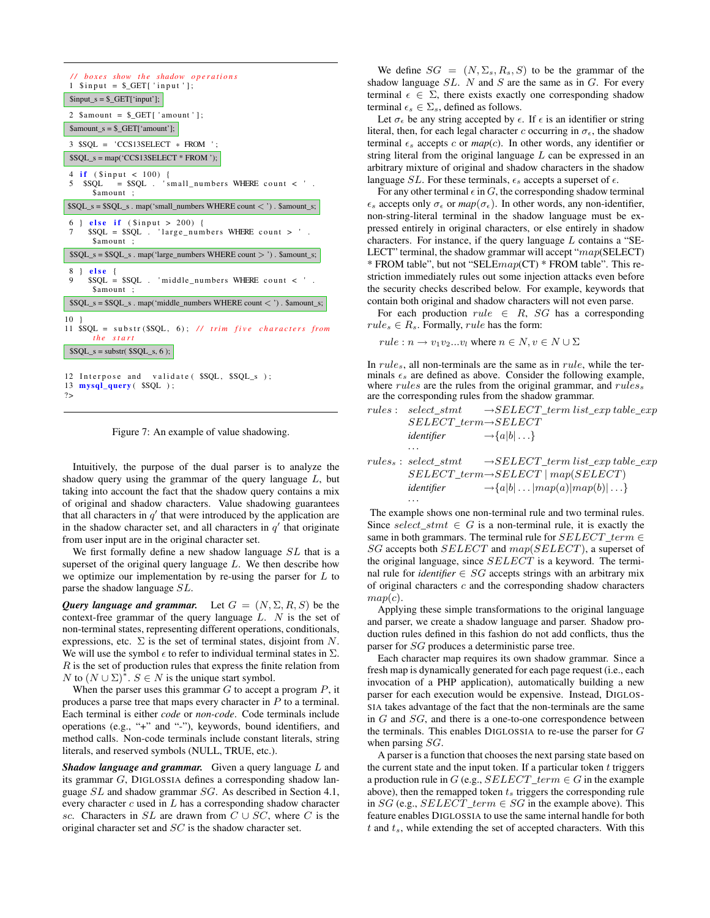```
// boxes show the shadow operations
1 $input = $_GET['input'];
    $input_s = $_GET['input'];
2 $amount = $_GET['amount'];
    $amount_s = $_GET['amount'];
3 $SQL = 'CCS13SELECT * FROM ';
    $SQL_s = map('CCS13SELECT * FROM ');
4 if ($input < 100) {
5   $SQL = $SQL . 'small_numbers WHERE count < ' .
      $amount;
    $SQL_s = $SQL_s . map('small_numbers WHERE count < ') . $amount_s;
6 } else if ($input > 200) {
7   $SQL = $SQL . 'large_numbers WHERE count > ' .
      $amount;
    $SQL_s = $SQL_s . map('large_numbers WHERE count > ') . $amount_s;
8 } else {
9   $SQL = $SQL . 'middle_numbers WHERE count < ' .
      $amount;
    $SQL_s = $SQL_s . map('middle_numbers WHERE count < ') . $amount_s;
10 }
11 $SQL = substr($SQL, 6); // trim five characters from
     the start
    $SQL_s = substr( $SQL_s, 6 );

12 Interpose and validate( $SQL, $SQL_s );
13 mysql_query( $SQL );
?>
```

Figure 7: An example of value shadowing.

Intuitively, the purpose of the dual parser is to analyze the shadow query using the grammar of the query language $L$, but taking into account the fact that the shadow query contains a mix of original and shadow characters. Value shadowing guarantees that all characters in $q'$ that were introduced by the application are in the shadow character set, and all characters in $q'$ that originate from user input are in the original character set.

We first formally define a new shadow language $SL$ that is a superset of the original query language $L$. We then describe how we optimize our implementation by re-using the parser for $L$ to parse the shadow language $SL$.

***Query language and grammar.*** Let $G = (N, \Sigma, R, S)$ be the context-free grammar of the query language $L$. $N$ is the set of non-terminal states, representing different operations, conditionals, expressions, etc. $\Sigma$ is the set of terminal states, disjoint from $N$. We will use the symbol $\epsilon$ to refer to individual terminal states in $\Sigma$. $R$ is the set of production rules that express the finite relation from $N$ to $(N \cup \Sigma)^*$. $S \in N$ is the unique start symbol.

When the parser uses this grammar $G$ to accept a program $P$, it produces a parse tree that maps every character in $P$ to a terminal. Each terminal is either *code* or *non-code*. Code terminals include operations (e.g., "+" and "-"), keywords, bound identifiers, and method calls. Non-code terminals include constant literals, string literals, and reserved symbols (NULL, TRUE, etc.).

***Shadow language and grammar.*** Given a query language $L$ and its grammar $G$, DIGLOSSIA defines a corresponding shadow language $SL$ and shadow grammar $SG$. As described in Section 4.1, every character $c$ used in $L$ has a corresponding shadow character $sc$. Characters in $SL$ are drawn from $C \cup SC$, where $C$ is the original character set and $SC$ is the shadow character set.

We define $SG = (N, \Sigma_s, R_s, S)$ to be the grammar of the shadow language $SL$. $N$ and $S$ are the same as in $G$. For every terminal $\epsilon \in \Sigma$, there exists exactly one corresponding shadow terminal $\epsilon_s \in \Sigma_s$, defined as follows.

Let $\sigma_\epsilon$ be any string accepted by $\epsilon$. If $\epsilon$ is an identifier or string literal, then, for each legal character $c$ occurring in $\sigma_\epsilon$, the shadow terminal $\epsilon_s$ accepts $c$ or *map*($c$). In other words, any identifier or string literal from the original language $L$ can be expressed in an arbitrary mixture of original and shadow characters in the shadow language $SL$. For these terminals, $\epsilon_s$ accepts a superset of $\epsilon$.

For any other terminal $\epsilon$ in $G$, the corresponding shadow terminal $\epsilon_s$ accepts only $\sigma_\epsilon$ or $map(\sigma_\epsilon)$. In other words, any non-identifier, non-string-literal terminal in the shadow language must be expressed entirely in original characters, or else entirely in shadow characters. For instance, if the query language $L$ contains a "SELECT" terminal, the shadow grammar will accept "$map$(SELECT) * FROM table", but not "SELE$map$(CT) * FROM table". This restriction immediately rules out some injection attacks even before the security checks described below. For example, keywords that contain both original and shadow characters will not even parse.

For each production $rule \in R$, $SG$ has a corresponding $rule_s \in R_s$. Formally, $rule$ has the form:

$$rule : n \rightarrow v_1 v_2 ... v_l \text{ where } n \in N, v \in N \cup \Sigma$$

In $rule_s$, all non-terminals are the same as in $rule$, while the terminals $\epsilon_s$ are defined as above. Consider the following example, where $rules$ are the rules from the original grammar, and $rules_s$ are the corresponding rules from the shadow grammar.

$$
\begin{aligned}
rules: \quad & select\_stmt \rightarrow SELECT\_term \; list\_exp \; table\_exp \\
& SELECT\_term \rightarrow SELECT \\
& identifier \rightarrow \{a|b|\ldots\} \\
& \ldots \\
rules_s: \quad & select\_stmt \rightarrow SELECT\_term \; list\_exp \; table\_exp \\
& SELECT\_term \rightarrow SELECT \mid map(SELECT) \\
& identifier \rightarrow \{a|b|\ldots|map(a)|map(b)|\ldots\} \\
& \ldots
\end{aligned}
$$

The example shows one non-terminal rule and two terminal rules. Since $select\_stmt \in G$ is a non-terminal rule, it is exactly the same in both grammars. The terminal rule for $SELECT\_term \in SG$ accepts both $SELECT$ and $map(SELECT)$, a superset of the original language, since $SELECT$ is a keyword. The terminal rule for *identifier* $\in SG$ accepts strings with an arbitrary mix of original characters $c$ and the corresponding shadow characters $map(c)$.

Applying these simple transformations to the original language and parser, we create a shadow language and parser. Shadow production rules defined in this fashion do not add conflicts, thus the parser for $SG$ produces a deterministic parse tree.

Each character map requires its own shadow grammar. Since a fresh map is dynamically generated for each page request (i.e., each invocation of a PHP application), automatically building a new parser for each execution would be expensive. Instead, DIGLOSSIA takes advantage of the fact that the non-terminals are the same in $G$ and $SG$, and there is a one-to-one correspondence between the terminals. This enables DIGLOSSIA to re-use the parser for $G$ when parsing $SG$.

A parser is a function that chooses the next parsing state based on the current state and the input token. If a particular token $t$ triggers a production rule in $G$ (e.g., $SELECT\_term \in G$ in the example above), then the remapped token $t_s$ triggers the corresponding rule in $SG$ (e.g., $SELECT\_term \in SG$ in the example above). This feature enables DIGLOSSIA to use the same internal handle for both $t$ and $t_s$, while extending the set of accepted characters. With this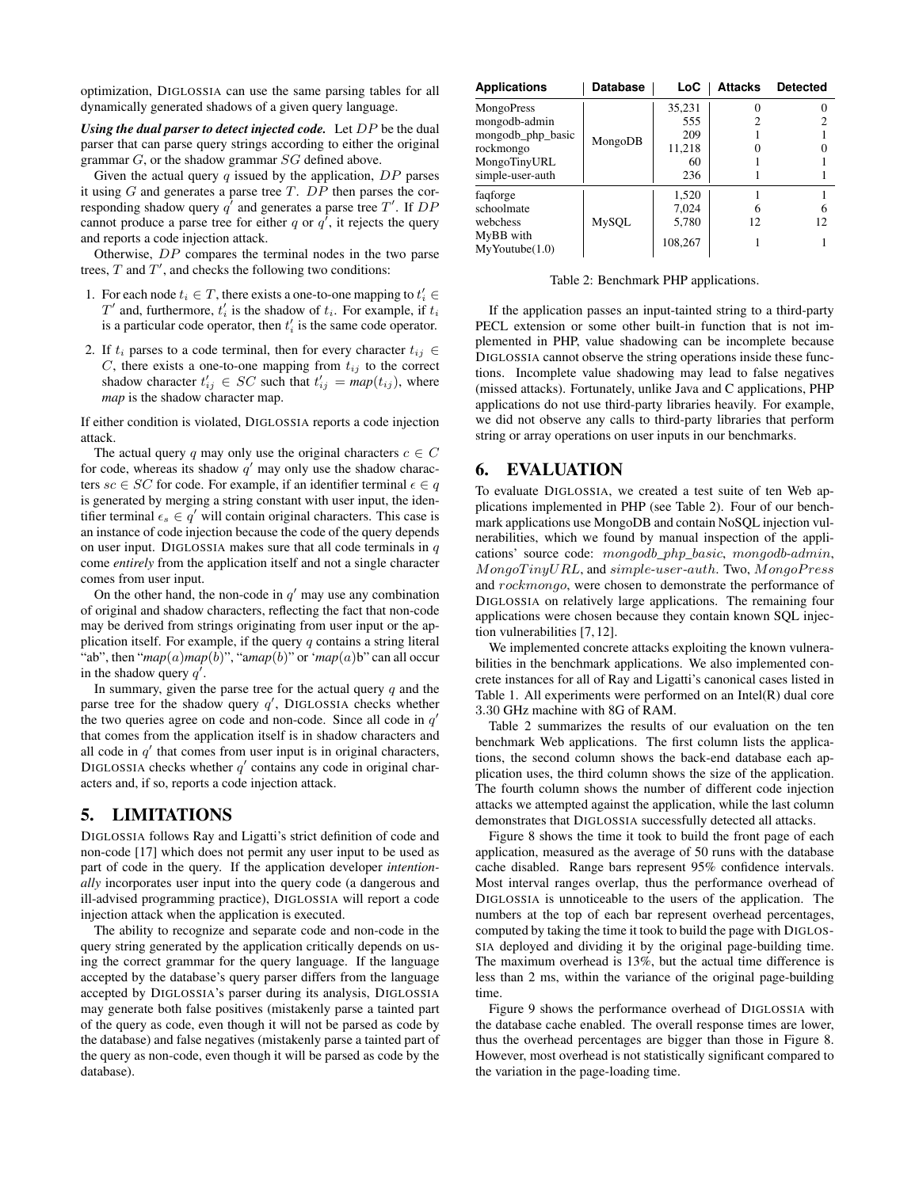optimization, DIGLOSSIA can use the same parsing tables for all dynamically generated shadows of a given query language.

***Using the dual parser to detect injected code.*** Let $DP$ be the dual parser that can parse query strings according to either the original grammar $G$, or the shadow grammar $SG$ defined above.

Given the actual query $q$ issued by the application, $DP$ parses it using $G$ and generates a parse tree $T$. $DP$ then parses the corresponding shadow query $q'$ and generates a parse tree $T'$. If $DP$ cannot produce a parse tree for either $q$ or $q'$, it rejects the query and reports a code injection attack.

Otherwise, $DP$ compares the terminal nodes in the two parse trees, $T$ and $T'$, and checks the following two conditions:

1. For each node $t_i \in T$, there exists a one-to-one mapping to $t'_i \in T'$ and, furthermore, $t'_i$ is the shadow of $t_i$. For example, if $t_i$ is a particular code operator, then $t'_i$ is the same code operator.
2. If $t_i$ parses to a code terminal, then for every character $t_{ij} \in C$, there exists a one-to-one mapping from $t_{ij}$ to the correct shadow character $t'_{ij} \in SC$ such that $t'_{ij} = map(t_{ij})$, where *map* is the shadow character map.

If either condition is violated, DIGLOSSIA reports a code injection attack.

The actual query $q$ may only use the original characters $c \in C$ for code, whereas its shadow $q'$ may only use the shadow characters $sc \in SC$ for code. For example, if an identifier terminal $\epsilon \in q$ is generated by merging a string constant with user input, the identifier terminal $\epsilon_s \in q'$ will contain original characters. This case is an instance of code injection because the code of the query depends on user input. DIGLOSSIA makes sure that all code terminals in $q$ come *entirely* from the application itself and not a single character comes from user input.

On the other hand, the non-code in $q'$ may use any combination of original and shadow characters, reflecting the fact that non-code may be derived from strings originating from user input or the application itself. For example, if the query $q$ contains a string literal "ab", then "*map*($a$)*map*($b$)", "a*map*($b$)" or '*map*($a$)b" can all occur in the shadow query $q'$.

In summary, given the parse tree for the actual query $q$ and the parse tree for the shadow query $q'$, DIGLOSSIA checks whether the two queries agree on code and non-code. Since all code in $q'$ that comes from the application itself is in shadow characters and all code in $q'$ that comes from user input is in original characters, DIGLOSSIA checks whether $q'$ contains any code in original characters and, if so, reports a code injection attack.

## 5. LIMITATIONS

DIGLOSSIA follows Ray and Ligatti's strict definition of code and non-code [17] which does not permit any user input to be used as part of code in the query. If the application developer *intentionally* incorporates user input into the query code (a dangerous and ill-advised programming practice), DIGLOSSIA will report a code injection attack when the application is executed.

The ability to recognize and separate code and non-code in the query string generated by the application critically depends on using the correct grammar for the query language. If the language accepted by the database's query parser differs from the language accepted by DIGLOSSIA's parser during its analysis, DIGLOSSIA may generate both false positives (mistakenly parse a tainted part of the query as code, even though it will not be parsed as code by the database) and false negatives (mistakenly parse a tainted part of the query as non-code, even though it will be parsed as code by the database).

| Applications | Database | LoC | Attacks | Detected |
|---|---|---|---|---|
| MongoPress | MongoDB | 35,231 | 0 | 0 |
| mongodb-admin | | 555 | 2 | 2 |
| mongodb_php_basic | | 209 | 1 | 1 |
| rockmongo | | 11,218 | 0 | 0 |
| MongoTinyURL | | 60 | 1 | 1 |
| simple-user-auth | | 236 | 1 | 1 |
| faqforge | MySQL | 1,520 | 1 | 1 |
| schoolmate | | 7,024 | 6 | 6 |
| webchess | | 5,780 | 12 | 12 |
| MyBB with MyYoutube(1.0) | | 108,267 | 1 | 1 |

Table 2: Benchmark PHP applications.

If the application passes an input-tainted string to a third-party PECL extension or some other built-in function that is not implemented in PHP, value shadowing can be incomplete because DIGLOSSIA cannot observe the string operations inside these functions. Incomplete value shadowing may lead to false negatives (missed attacks). Fortunately, unlike Java and C applications, PHP applications do not use third-party libraries heavily. For example, we did not observe any calls to third-party libraries that perform string or array operations on user inputs in our benchmarks.

## 6. EVALUATION

To evaluate DIGLOSSIA, we created a test suite of ten Web applications implemented in PHP (see Table 2). Four of our benchmark applications use MongoDB and contain NoSQL injection vulnerabilities, which we found by manual inspection of the applications' source code: *mongodb_php_basic*, *mongodb-admin*, $MongoTinyURL$, and *simple-user-auth*. Two, $MongoPress$ and $rockmongo$, were chosen to demonstrate the performance of DIGLOSSIA on relatively large applications. The remaining four applications were chosen because they contain known SQL injection vulnerabilities [7, 12].

We implemented concrete attacks exploiting the known vulnerabilities in the benchmark applications. We also implemented concrete instances for all of Ray and Ligatti's canonical cases listed in Table 1. All experiments were performed on an Intel(R) dual core 3.30 GHz machine with 8G of RAM.

Table 2 summarizes the results of our evaluation on the ten benchmark Web applications. The first column lists the applications, the second column shows the back-end database each application uses, the third column shows the size of the application. The fourth column shows the number of different code injection attacks we attempted against the application, while the last column demonstrates that DIGLOSSIA successfully detected all attacks.

Figure 8 shows the time it took to build the front page of each application, measured as the average of 50 runs with the database cache disabled. Range bars represent 95% confidence intervals. Most interval ranges overlap, thus the performance overhead of DIGLOSSIA is unnoticeable to the users of the application. The numbers at the top of each bar represent overhead percentages, computed by taking the time it took to build the page with DIGLOSSIA deployed and dividing it by the original page-building time. The maximum overhead is 13%, but the actual time difference is less than 2 ms, within the variance of the original page-building time.

Figure 9 shows the performance overhead of DIGLOSSIA with the database cache enabled. The overall response times are lower, thus the overhead percentages are bigger than those in Figure 8. However, most overhead is not statistically significant compared to the variation in the page-loading time.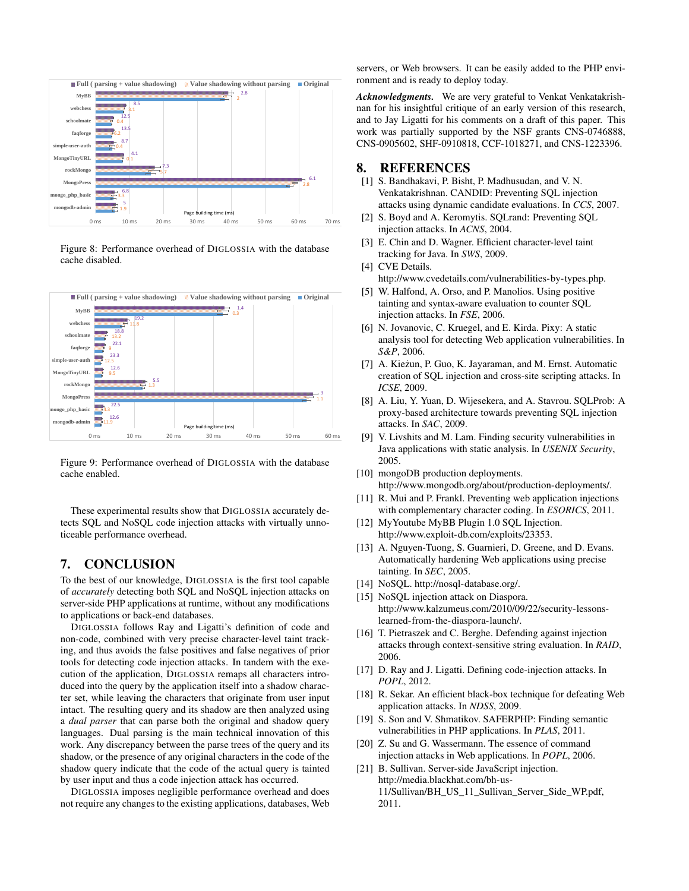Figure 8: Performance overhead of DIGLOSSIA with the database cache disabled.

Figure 9: Performance overhead of DIGLOSSIA with the database cache enabled.

These experimental results show that DIGLOSSIA accurately detects SQL and NoSQL code injection attacks with virtually unnoticeable performance overhead.

## 7. CONCLUSION

To the best of our knowledge, DIGLOSSIA is the first tool capable of *accurately* detecting both SQL and NoSQL injection attacks on server-side PHP applications at runtime, without any modifications to applications or back-end databases.

DIGLOSSIA follows Ray and Ligatti's definition of code and non-code, combined with very precise character-level taint tracking, and thus avoids the false positives and false negatives of prior tools for detecting code injection attacks. In tandem with the execution of the application, DIGLOSSIA remaps all characters introduced into the query by the application itself into a shadow character set, while leaving the characters that originate from user input intact. The resulting query and its shadow are then analyzed using a *dual parser* that can parse both the original and shadow query languages. Dual parsing is the main technical innovation of this work. Any discrepancy between the parse trees of the query and its shadow, or the presence of any original characters in the code of the shadow query indicate that the code of the actual query is tainted by user input and thus a code injection attack has occurred.

DIGLOSSIA imposes negligible performance overhead and does not require any changes to the existing applications, databases, Web servers, or Web browsers. It can be easily added to the PHP environment and is ready to deploy today.

***Acknowledgments.*** We are very grateful to Venkat Venkatakrishnan for his insightful critique of an early version of this research, and to Jay Ligatti for his comments on a draft of this paper. This work was partially supported by the NSF grants CNS-0746888, CNS-0905602, SHF-0910818, CCF-1018271, and CNS-1223396.

## 8. REFERENCES

[1] S. Bandhakavi, P. Bisht, P. Madhusudan, and V. N. Venkatakrishnan. CANDID: Preventing SQL injection attacks using dynamic candidate evaluations. In *CCS*, 2007.

[2] S. Boyd and A. Keromytis. SQLrand: Preventing SQL injection attacks. In *ACNS*, 2004.

[3] E. Chin and D. Wagner. Efficient character-level taint tracking for Java. In *SWS*, 2009.

[4] CVE Details. http://www.cvedetails.com/vulnerabilities-by-types.php.

[5] W. Halfond, A. Orso, and P. Manolios. Using positive tainting and syntax-aware evaluation to counter SQL injection attacks. In *FSE*, 2006.

[6] N. Jovanovic, C. Kruegel, and E. Kirda. Pixy: A static analysis tool for detecting Web application vulnerabilities. In *S&P*, 2006.

[7] A. Kieżun, P. Guo, K. Jayaraman, and M. Ernst. Automatic creation of SQL injection and cross-site scripting attacks. In *ICSE*, 2009.

[8] A. Liu, Y. Yuan, D. Wijesekera, and A. Stavrou. SQLProb: A proxy-based architecture towards preventing SQL injection attacks. In *SAC*, 2009.

[9] V. Livshits and M. Lam. Finding security vulnerabilities in Java applications with static analysis. In *USENIX Security*, 2005.

[10] mongoDB production deployments. http://www.mongodb.org/about/production-deployments/.

[11] R. Mui and P. Frankl. Preventing web application injections with complementary character coding. In *ESORICS*, 2011.

[12] MyYoutube MyBB Plugin 1.0 SQL Injection. http://www.exploit-db.com/exploits/23353.

[13] A. Nguyen-Tuong, S. Guarnieri, D. Greene, and D. Evans. Automatically hardening Web applications using precise tainting. In *SEC*, 2005.

[14] NoSQL. http://nosql-database.org/.

[15] NoSQL injection attack on Diaspora. http://www.kalzumeus.com/2010/09/22/security-lessons-learned-from-the-diaspora-launch/.

[16] T. Pietraszek and C. Berghe. Defending against injection attacks through context-sensitive string evaluation. In *RAID*, 2006.

[17] D. Ray and J. Ligatti. Defining code-injection attacks. In *POPL*, 2012.

[18] R. Sekar. An efficient black-box technique for defeating Web application attacks. In *NDSS*, 2009.

[19] S. Son and V. Shmatikov. SAFERPHP: Finding semantic vulnerabilities in PHP applications. In *PLAS*, 2011.

[20] Z. Su and G. Wassermann. The essence of command injection attacks in Web applications. In *POPL*, 2006.

[21] B. Sullivan. Server-side JavaScript injection. http://media.blackhat.com/bh-us-11/Sullivan/BH_US_11_Sullivan_Server_Side_WP.pdf, 2011.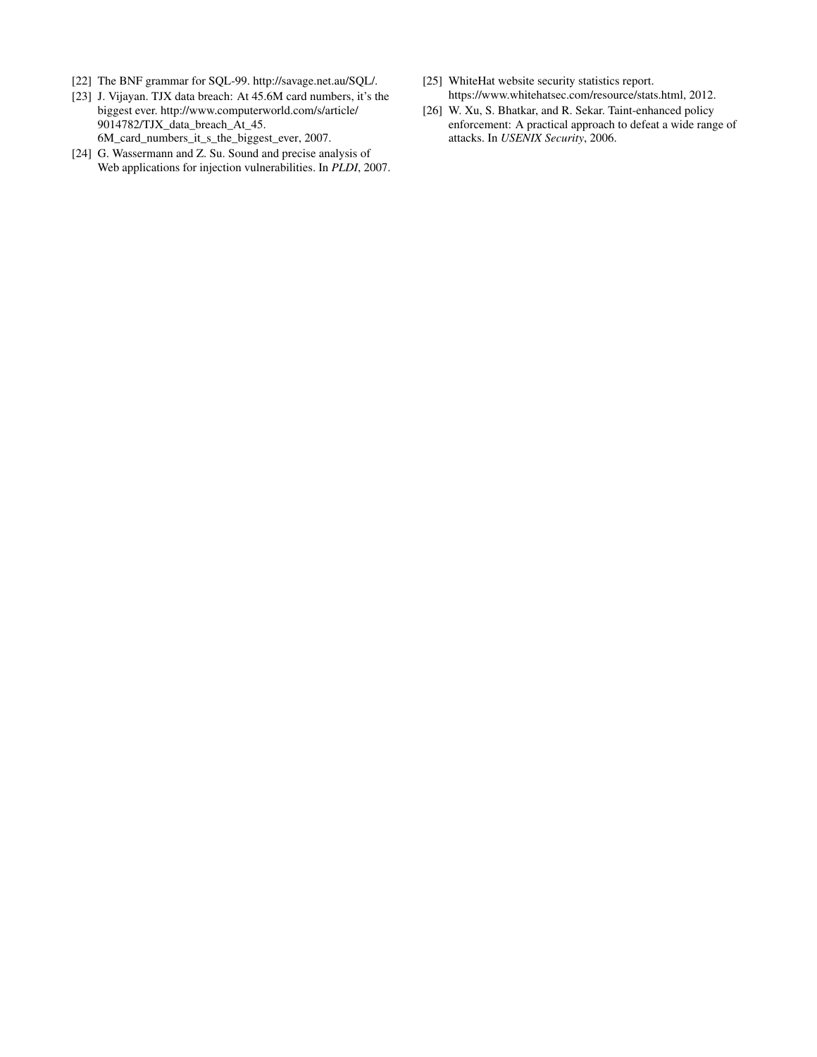[22] The BNF grammar for SQL-99. http://savage.net.au/SQL/.

[23] J. Vijayan. TJX data breach: At 45.6M card numbers, it's the biggest ever. http://www.computerworld.com/s/article/9014782/TJX_data_breach_At_45.6M_card_numbers_it_s_the_biggest_ever, 2007.

[24] G. Wassermann and Z. Su. Sound and precise analysis of Web applications for injection vulnerabilities. In *PLDI*, 2007.

[25] WhiteHat website security statistics report. https://www.whitehatsec.com/resource/stats.html, 2012.

[26] W. Xu, S. Bhatkar, and R. Sekar. Taint-enhanced policy enforcement: A practical approach to defeat a wide range of attacks. In *USENIX Security*, 2006.